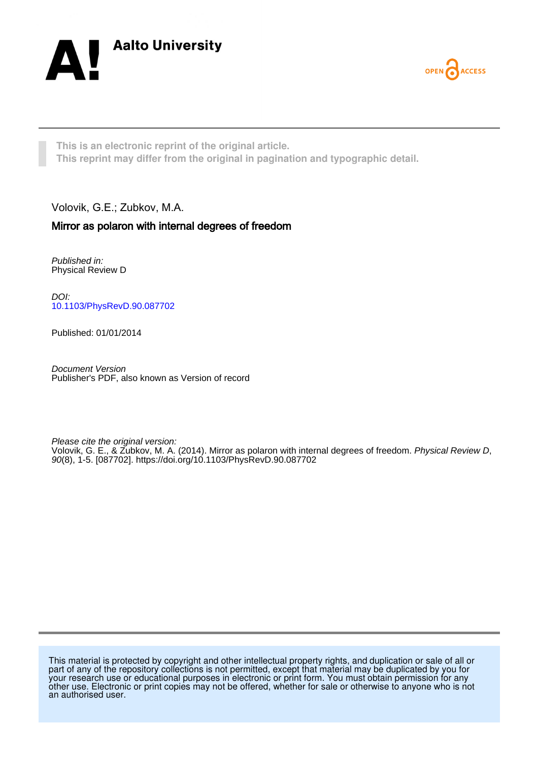Aalto University

OPEN ACCESS

This is an electronic reprint of the original article.
This reprint may differ from the original in pagination and typographic detail.

Volovik, G.E.; Zubkov, M.A.

## Mirror as polaron with internal degrees of freedom

*Published in:*
Physical Review D

*DOI:*
10.1103/PhysRevD.90.087702

Published: 01/01/2014

*Document Version*
Publisher's PDF, also known as Version of record

*Please cite the original version:*
Volovik, G. E., & Zubkov, M. A. (2014). Mirror as polaron with internal degrees of freedom. *Physical Review D*, *90*(8), 1-5. [087702]. https://doi.org/10.1103/PhysRevD.90.087702

This material is protected by copyright and other intellectual property rights, and duplication or sale of all or part of any of the repository collections is not permitted, except that material may be duplicated by you for your research use or educational purposes in electronic or print form. You must obtain permission for any other use. Electronic or print copies may not be offered, whether for sale or otherwise to anyone who is not an authorised user.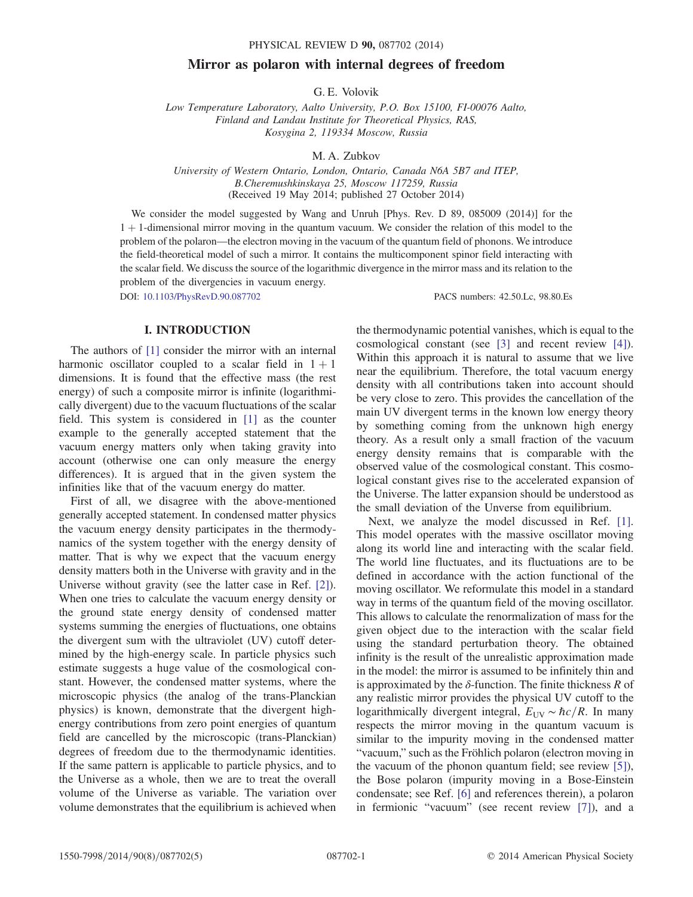# Mirror as polaron with internal degrees of freedom

G. E. Volovik

*Low Temperature Laboratory, Aalto University, P.O. Box 15100, FI-00076 Aalto, Finland and Landau Institute for Theoretical Physics, RAS, Kosygina 2, 119334 Moscow, Russia*

M. A. Zubkov

*University of Western Ontario, London, Ontario, Canada N6A 5B7 and ITEP, B.Cheremushkinskaya 25, Moscow 117259, Russia*
(Received 19 May 2014; published 27 October 2014)

We consider the model suggested by Wang and Unruh [Phys. Rev. D 89, 085009 (2014)] for the $1+1$-dimensional mirror moving in the quantum vacuum. We consider the relation of this model to the problem of the polaron—the electron moving in the vacuum of the quantum field of phonons. We introduce the field-theoretical model of such a mirror. It contains the multicomponent spinor field interacting with the scalar field. We discuss the source of the logarithmic divergence in the mirror mass and its relation to the problem of the divergencies in vacuum energy.

DOI: 10.1103/PhysRevD.90.087702 PACS numbers: 42.50.Lc, 98.80.Es

## I. INTRODUCTION

The authors of [1] consider the mirror with an internal harmonic oscillator coupled to a scalar field in $1+1$ dimensions. It is found that the effective mass (the rest energy) of such a composite mirror is infinite (logarithmically divergent) due to the vacuum fluctuations of the scalar field. This system is considered in [1] as the counter example to the generally accepted statement that the vacuum energy matters only when taking gravity into account (otherwise one can only measure the energy differences). It is argued that in the given system the infinities like that of the vacuum energy do matter.

First of all, we disagree with the above-mentioned generally accepted statement. In condensed matter physics the vacuum energy density participates in the thermodynamics of the system together with the energy density of matter. That is why we expect that the vacuum energy density matters both in the Universe with gravity and in the Universe without gravity (see the latter case in Ref. [2]). When one tries to calculate the vacuum energy density or the ground state energy density of condensed matter systems summing the energies of fluctuations, one obtains the divergent sum with the ultraviolet (UV) cutoff determined by the high-energy scale. In particle physics such estimate suggests a huge value of the cosmological constant. However, the condensed matter systems, where the microscopic physics (the analog of the trans-Planckian physics) is known, demonstrate that the divergent high-energy contributions from zero point energies of quantum field are cancelled by the microscopic (trans-Planckian) degrees of freedom due to the thermodynamic identities. If the same pattern is applicable to particle physics, and to the Universe as a whole, then we are to treat the overall volume of the Universe as variable. The variation over volume demonstrates that the equilibrium is achieved when the thermodynamic potential vanishes, which is equal to the cosmological constant (see [3] and recent review [4]). Within this approach it is natural to assume that we live near the equilibrium. Therefore, the total vacuum energy density with all contributions taken into account should be very close to zero. This provides the cancellation of the main UV divergent terms in the known low energy theory by something coming from the unknown high energy theory. As a result only a small fraction of the vacuum energy density remains that is comparable with the observed value of the cosmological constant. This cosmological constant gives rise to the accelerated expansion of the Universe. The latter expansion should be understood as the small deviation of the Unverse from equilibrium.

Next, we analyze the model discussed in Ref. [1]. This model operates with the massive oscillator moving along its world line and interacting with the scalar field. The world line fluctuates, and its fluctuations are to be defined in accordance with the action functional of the moving oscillator. We reformulate this model in a standard way in terms of the quantum field of the moving oscillator. This allows to calculate the renormalization of mass for the given object due to the interaction with the scalar field using the standard perturbation theory. The obtained infinity is the result of the unrealistic approximation made in the model: the mirror is assumed to be infinitely thin and is approximated by the $\delta$-function. The finite thickness $R$ of any realistic mirror provides the physical UV cutoff to the logarithmically divergent integral, $E_{\rm UV} \sim \hbar c/R$. In many respects the mirror moving in the quantum vacuum is similar to the impurity moving in the condensed matter "vacuum," such as the Fröhlich polaron (electron moving in the vacuum of the phonon quantum field; see review [5]), the Bose polaron (impurity moving in a Bose-Einstein condensate; see Ref. [6] and references therein), a polaron in fermionic "vacuum" (see recent review [7]), and a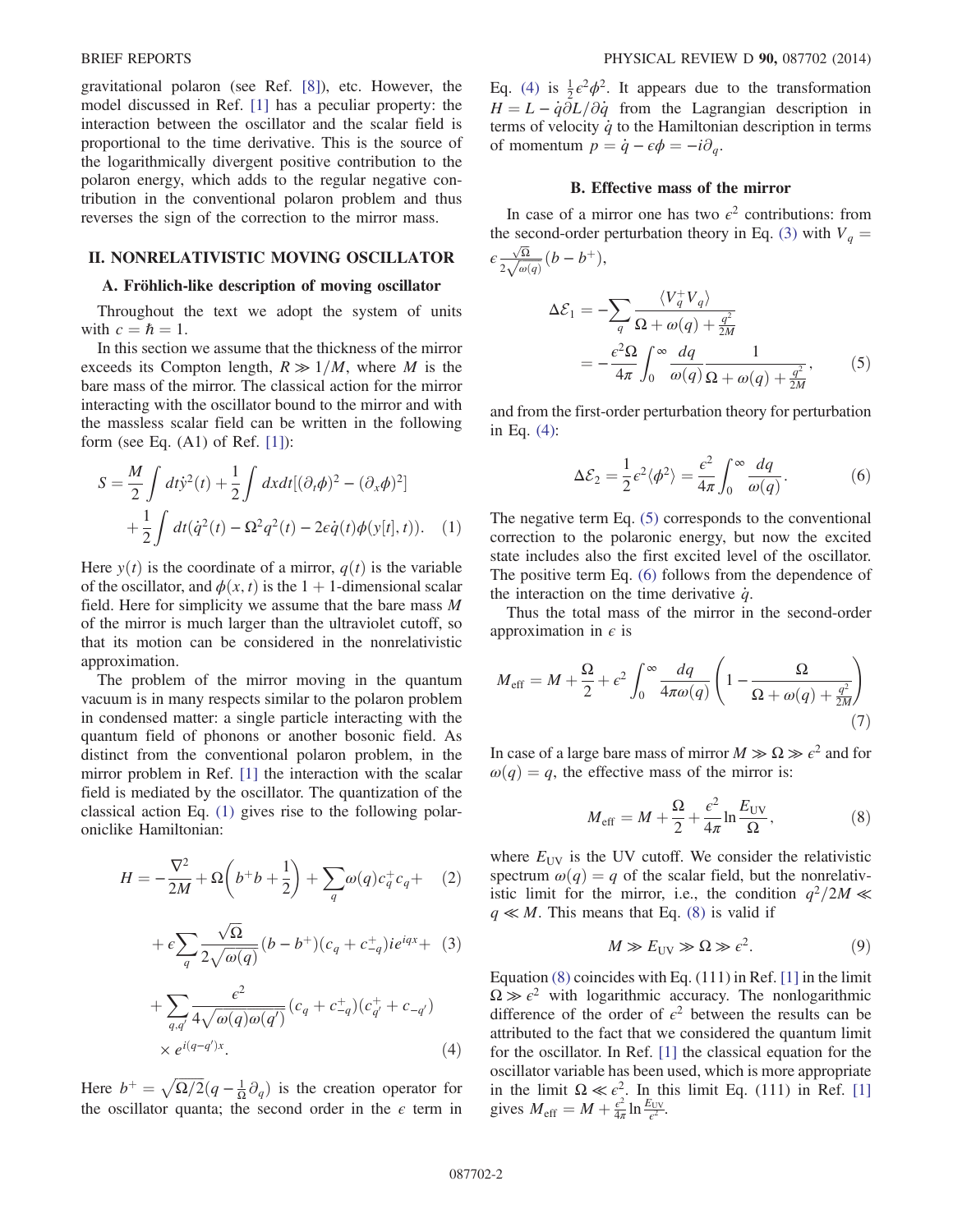gravitational polaron (see Ref. [8]), etc. However, the model discussed in Ref. [1] has a peculiar property: the interaction between the oscillator and the scalar field is proportional to the time derivative. This is the source of the logarithmically divergent positive contribution to the polaron energy, which adds to the regular negative contribution in the conventional polaron problem and thus reverses the sign of the correction to the mirror mass.

## II. NONRELATIVISTIC MOVING OSCILLATOR

### A. Fröhlich-like description of moving oscillator

Throughout the text we adopt the system of units with $c = \hbar = 1$.

In this section we assume that the thickness of the mirror exceeds its Compton length, $R \gg 1/M$, where $M$ is the bare mass of the mirror. The classical action for the mirror interacting with the oscillator bound to the mirror and with the massless scalar field can be written in the following form (see Eq. (A1) of Ref. [1]):

$$S = \frac{M}{2}\int dt\dot{y}^2(t) + \frac{1}{2}\int dxdt[(\partial_t\phi)^2 - (\partial_x\phi)^2] + \frac{1}{2}\int dt(\dot{q}^2(t) - \Omega^2 q^2(t) - 2\epsilon\dot{q}(t)\phi(y[t], t)). \quad (1)$$

Here $y(t)$ is the coordinate of a mirror, $q(t)$ is the variable of the oscillator, and $\phi(x, t)$ is the $1+1$-dimensional scalar field. Here for simplicity we assume that the bare mass $M$ of the mirror is much larger than the ultraviolet cutoff, so that its motion can be considered in the nonrelativistic approximation.

The problem of the mirror moving in the quantum vacuum is in many respects similar to the polaron problem in condensed matter: a single particle interacting with the quantum field of phonons or another bosonic field. As distinct from the conventional polaron problem, in the mirror problem in Ref. [1] the interaction with the scalar field is mediated by the oscillator. The quantization of the classical action Eq. (1) gives rise to the following polaroniclike Hamiltonian:

$$H = -\frac{\nabla^2}{2M} + \Omega\left(b^+b + \frac{1}{2}\right) + \sum_q \omega(q)c_q^+c_q + \quad (2)$$

$$+ \epsilon\sum_q \frac{\sqrt{\Omega}}{2\sqrt{\omega(q)}}(b - b^+)(c_q + c_{-q}^+)ie^{iqx} + \quad (3)$$

$$+ \sum_{q,q'} \frac{\epsilon^2}{4\sqrt{\omega(q)\omega(q')}}(c_q + c_{-q}^+)(c_{q'}^+ + c_{-q'}) \times e^{i(q-q')x}. \quad (4)$$

Here $b^+ = \sqrt{\Omega/2}(q - \frac{1}{\Omega}\partial_q)$ is the creation operator for the oscillator quanta; the second order in the $\epsilon$ term in Eq. (4) is $\frac{1}{2}\epsilon^2\phi^2$. It appears due to the transformation $H = L - \dot{q}\partial L/\partial\dot{q}$ from the Lagrangian description in terms of velocity $\dot{q}$ to the Hamiltonian description in terms of momentum $p = \dot{q} - \epsilon\phi = -i\partial_q$.

### B. Effective mass of the mirror

In case of a mirror one has two $\epsilon^2$ contributions: from the second-order perturbation theory in Eq. (3) with $V_q = \epsilon\frac{\sqrt{\Omega}}{2\sqrt{\omega(q)}}(b - b^+)$,

$$\Delta\mathcal{E}_1 = -\sum_q \frac{\langle V_q^+ V_q\rangle}{\Omega + \omega(q) + \frac{q^2}{2M}} = -\frac{\epsilon^2\Omega}{4\pi}\int_0^\infty \frac{dq}{\omega(q)}\frac{1}{\Omega + \omega(q) + \frac{q^2}{2M}}, \quad (5)$$

and from the first-order perturbation theory for perturbation in Eq. (4):

$$\Delta\mathcal{E}_2 = \frac{1}{2}\epsilon^2\langle\phi^2\rangle = \frac{\epsilon^2}{4\pi}\int_0^\infty \frac{dq}{\omega(q)}. \quad (6)$$

The negative term Eq. (5) corresponds to the conventional correction to the polaronic energy, but now the excited state includes also the first excited level of the oscillator. The positive term Eq. (6) follows from the dependence of the interaction on the time derivative $\dot{q}$.

Thus the total mass of the mirror in the second-order approximation in $\epsilon$ is

$$M_{\rm eff} = M + \frac{\Omega}{2} + \epsilon^2\int_0^\infty \frac{dq}{4\pi\omega(q)}\left(1 - \frac{\Omega}{\Omega + \omega(q) + \frac{q^2}{2M}}\right) \quad (7)$$

In case of a large bare mass of mirror $M \gg \Omega \gg \epsilon^2$ and for $\omega(q) = q$, the effective mass of the mirror is:

$$M_{\rm eff} = M + \frac{\Omega}{2} + \frac{\epsilon^2}{4\pi}\ln\frac{E_{\rm UV}}{\Omega}, \quad (8)$$

where $E_{\rm UV}$ is the UV cutoff. We consider the relativistic spectrum $\omega(q) = q$ of the scalar field, but the nonrelativistic limit for the mirror, i.e., the condition $q^2/2M \ll q \ll M$. This means that Eq. (8) is valid if

$$M \gg E_{\rm UV} \gg \Omega \gg \epsilon^2. \quad (9)$$

Equation (8) coincides with Eq. (111) in Ref. [1] in the limit $\Omega \gg \epsilon^2$ with logarithmic accuracy. The nonlogarithmic difference of the order of $\epsilon^2$ between the results can be attributed to the fact that we considered the quantum limit for the oscillator. In Ref. [1] the classical equation for the oscillator variable has been used, which is more appropriate in the limit $\Omega \ll \epsilon^2$. In this limit Eq. (111) in Ref. [1] gives $M_{\rm eff} = M + \frac{\epsilon^2}{4\pi}\ln\frac{E_{\rm UV}}{\epsilon^2}$.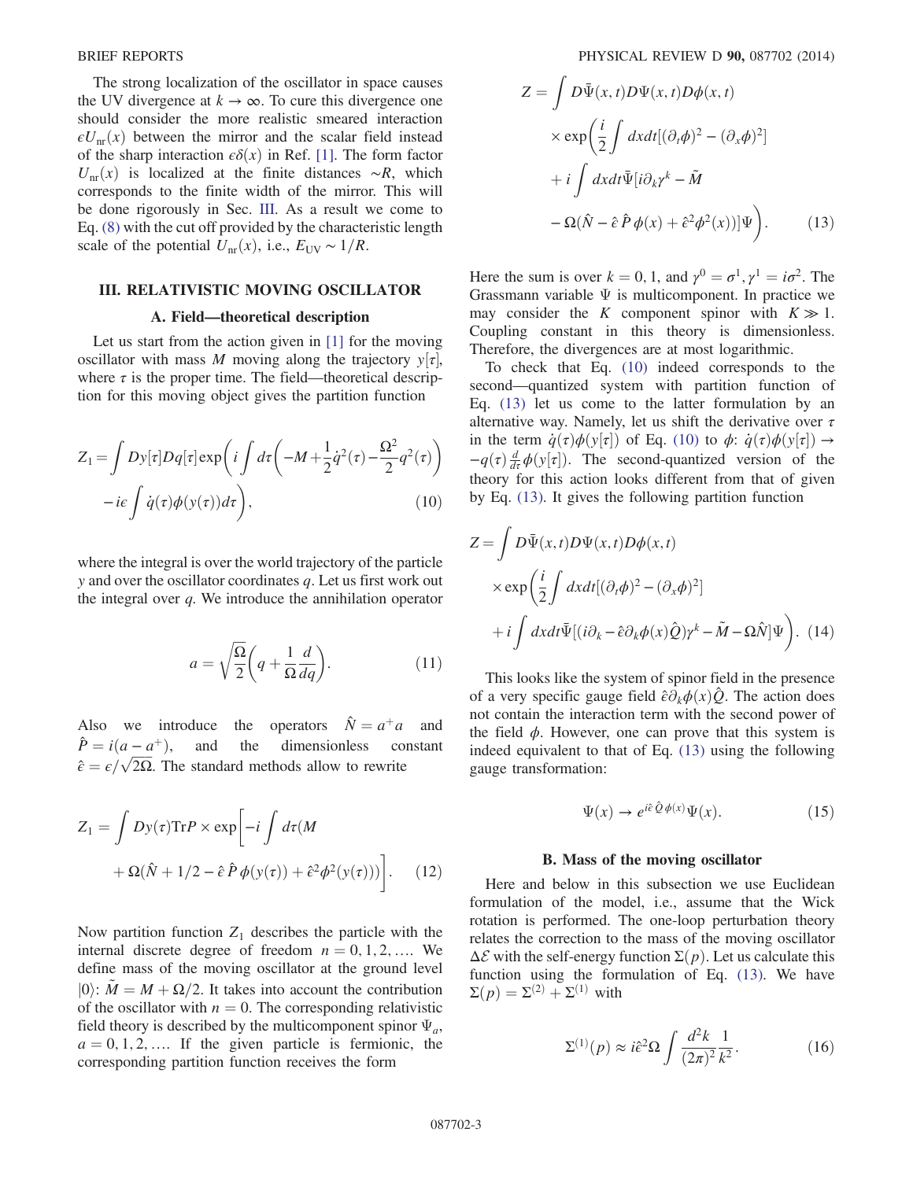The strong localization of the oscillator in space causes the UV divergence at $k \to \infty$. To cure this divergence one should consider the more realistic smeared interaction $\epsilon U_{\rm nr}(x)$ between the mirror and the scalar field instead of the sharp interaction $\epsilon\delta(x)$ in Ref. [1]. The form factor $U_{\rm nr}(x)$ is localized at the finite distances $\sim R$, which corresponds to the finite width of the mirror. This will be done rigorously in Sec. III. As a result we come to Eq. (8) with the cut off provided by the characteristic length scale of the potential $U_{\rm nr}(x)$, i.e., $E_{\rm UV} \sim 1/R$.

## III. RELATIVISTIC MOVING OSCILLATOR

### A. Field—theoretical description

Let us start from the action given in [1] for the moving oscillator with mass $M$ moving along the trajectory $y[\tau]$, where $\tau$ is the proper time. The field—theoretical description for this moving object gives the partition function

$$Z_1 = \int Dy[\tau]Dq[\tau]\exp\bigg(i\int d\tau\bigg(-M+\frac{1}{2}\dot{q}^2(\tau)-\frac{\Omega^2}{2}q^2(\tau)\bigg) - i\epsilon\int \dot{q}(\tau)\phi(y(\tau))d\tau\bigg), \tag{10}$$

where the integral is over the world trajectory of the particle $y$ and over the oscillator coordinates $q$. Let us first work out the integral over $q$. We introduce the annihilation operator

$$a = \sqrt{\frac{\Omega}{2}}\bigg(q + \frac{1}{\Omega}\frac{d}{dq}\bigg). \tag{11}$$

Also we introduce the operators $\hat{N} = a^+a$ and $\hat{P} = i(a - a^+)$, and the dimensionless constant $\hat{\epsilon} = \epsilon/\sqrt{2\Omega}$. The standard methods allow to rewrite

$$Z_1 = \int Dy(\tau){\rm Tr}P \times \exp\bigg[-i\int d\tau(M + \Omega(\hat{N} + 1/2 - \hat{\epsilon}\,\hat{P}\,\phi(y(\tau)) + \hat{\epsilon}^2\phi^2(y(\tau)))\bigg]. \tag{12}$$

Now partition function $Z_1$ describes the particle with the internal discrete degree of freedom $n = 0, 1, 2, \ldots$. We define mass of the moving oscillator at the ground level $|0\rangle$: $\tilde{M} = M + \Omega/2$. It takes into account the contribution of the oscillator with $n = 0$. The corresponding relativistic field theory is described by the multicomponent spinor $\Psi_a$, $a = 0, 1, 2, \ldots$. If the given particle is fermionic, the corresponding partition function receives the form

$$Z = \int D\bar{\Psi}(x,t)D\Psi(x,t)D\phi(x,t) \times \exp\bigg(\frac{i}{2}\int dxdt[(\partial_t\phi)^2 - (\partial_x\phi)^2] + i\int dxdt\bar{\Psi}[i\partial_k\gamma^k - \tilde{M} - \Omega(\hat{N} - \hat{\epsilon}\,\hat{P}\,\phi(x) + \hat{\epsilon}^2\phi^2(x))]\Psi\bigg). \tag{13}$$

Here the sum is over $k = 0, 1$, and $\gamma^0 = \sigma^1, \gamma^1 = i\sigma^2$. The Grassmann variable $\Psi$ is multicomponent. In practice we may consider the $K$ component spinor with $K \gg 1$. Coupling constant in this theory is dimensionless. Therefore, the divergences are at most logarithmic.

To check that Eq. (10) indeed corresponds to the second—quantized system with partition function of Eq. (13) let us come to the latter formulation by an alternative way. Namely, let us shift the derivative over $\tau$ in the term $\dot{q}(\tau)\phi(y[\tau])$ of Eq. (10) to $\phi$: $\dot{q}(\tau)\phi(y[\tau]) \to -q(\tau)\frac{d}{d\tau}\phi(y[\tau])$. The second-quantized version of the theory for this action looks different from that of given by Eq. (13). It gives the following partition function

$$Z = \int D\bar{\Psi}(x,t)D\Psi(x,t)D\phi(x,t) \times \exp\bigg(\frac{i}{2}\int dxdt[(\partial_t\phi)^2 - (\partial_x\phi)^2] + i\int dxdt\bar{\Psi}[(i\partial_k - \hat{\epsilon}\partial_k\phi(x)\hat{Q})\gamma^k - \tilde{M} - \Omega\hat{N}]\Psi\bigg). \tag{14}$$

This looks like the system of spinor field in the presence of a very specific gauge field $\hat{\epsilon}\partial_k\phi(x)\hat{Q}$. The action does not contain the interaction term with the second power of the field $\phi$. However, one can prove that this system is indeed equivalent to that of Eq. (13) using the following gauge transformation:

$$\Psi(x) \to e^{i\hat{\epsilon}\,\hat{Q}\,\phi(x)}\Psi(x). \tag{15}$$

### B. Mass of the moving oscillator

Here and below in this subsection we use Euclidean formulation of the model, i.e., assume that the Wick rotation is performed. The one-loop perturbation theory relates the correction to the mass of the moving oscillator $\Delta\mathcal{E}$ with the self-energy function $\Sigma(p)$. Let us calculate this function using the formulation of Eq. (13). We have $\Sigma(p) = \Sigma^{(2)} + \Sigma^{(1)}$ with

$$\Sigma^{(1)}(p) \approx i\hat{\epsilon}^2\Omega\int\frac{d^2k}{(2\pi)^2}\frac{1}{k^2}. \tag{16}$$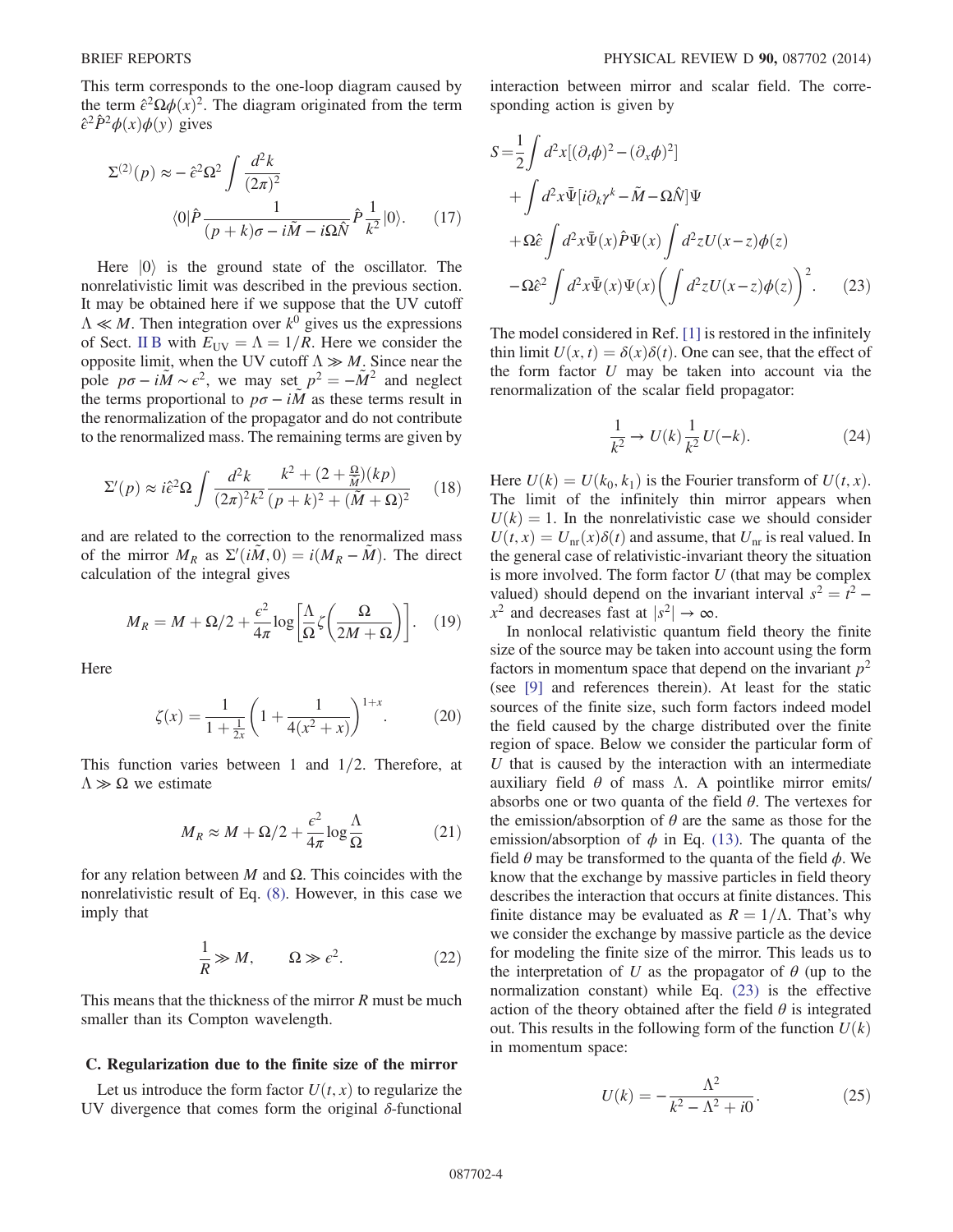This term corresponds to the one-loop diagram caused by the term $\hat{\epsilon}^2\Omega\phi(x)^2$. The diagram originated from the term $\hat{\epsilon}^2\hat{P}^2\phi(x)\phi(y)$ gives

$$\Sigma^{(2)}(p) \approx -\hat{\epsilon}^2\Omega^2 \int \frac{d^2k}{(2\pi)^2} \langle 0|\hat{P}\frac{1}{(p+k)\sigma - i\tilde{M} - i\Omega\hat{N}}\hat{P}\frac{1}{k^2}|0\rangle. \tag{17}$$

Here $|0\rangle$ is the ground state of the oscillator. The nonrelativistic limit was described in the previous section. It may be obtained here if we suppose that the UV cutoff $\Lambda \ll M$. Then integration over $k^0$ gives us the expressions of Sect. II B with $E_{\rm UV} = \Lambda = 1/R$. Here we consider the opposite limit, when the UV cutoff $\Lambda \gg M$. Since near the pole $p\sigma - i\tilde{M} \sim \epsilon^2$, we may set $p^2 = -\tilde{M}^2$ and neglect the terms proportional to $p\sigma - i\tilde{M}$ as these terms result in the renormalization of the propagator and do not contribute to the renormalized mass. The remaining terms are given by

$$\Sigma'(p) \approx i\hat{\epsilon}^2\Omega \int \frac{d^2k}{(2\pi)^2k^2} \frac{k^2 + (2+\frac{\Omega}{\tilde{M}})(kp)}{(p+k)^2 + (\tilde{M}+\Omega)^2} \tag{18}$$

and are related to the correction to the renormalized mass of the mirror $M_R$ as $\Sigma'(i\tilde{M}, 0) = i(M_R - \tilde{M})$. The direct calculation of the integral gives

$$M_R = M + \Omega/2 + \frac{\epsilon^2}{4\pi}\log\left[\frac{\Lambda}{\Omega}\zeta\left(\frac{\Omega}{2M+\Omega}\right)\right]. \tag{19}$$

Here

$$\zeta(x) = \frac{1}{1+\frac{1}{2x}}\left(1 + \frac{1}{4(x^2+x)}\right)^{1+x}. \tag{20}$$

This function varies between 1 and 1/2. Therefore, at $\Lambda \gg \Omega$ we estimate

$$M_R \approx M + \Omega/2 + \frac{\epsilon^2}{4\pi}\log\frac{\Lambda}{\Omega} \tag{21}$$

for any relation between $M$ and $\Omega$. This coincides with the nonrelativistic result of Eq. (8). However, in this case we imply that

$$\frac{1}{R} \gg M, \qquad \Omega \gg \epsilon^2. \tag{22}$$

This means that the thickness of the mirror $R$ must be much smaller than its Compton wavelength.

### C. Regularization due to the finite size of the mirror

Let us introduce the form factor $U(t,x)$ to regularize the UV divergence that comes form the original $\delta$-functional interaction between mirror and scalar field. The corresponding action is given by

$$\begin{aligned} S = &\frac{1}{2}\int d^2x[(\partial_t\phi)^2 - (\partial_x\phi)^2] \\ &+ \int d^2x\bar{\Psi}[i\partial_k\gamma^k - \tilde{M} - \Omega\hat{N}]\Psi \\ &+ \Omega\hat{\epsilon}\int d^2x\bar{\Psi}(x)\hat{P}\Psi(x)\int d^2zU(x-z)\phi(z) \\ &- \Omega\hat{\epsilon}^2\int d^2x\bar{\Psi}(x)\Psi(x)\left(\int d^2zU(x-z)\phi(z)\right)^2. \end{aligned} \tag{23}$$

The model considered in Ref. [1] is restored in the infinitely thin limit $U(x,t) = \delta(x)\delta(t)$. One can see, that the effect of the form factor $U$ may be taken into account via the renormalization of the scalar field propagator:

$$\frac{1}{k^2} \to U(k)\frac{1}{k^2}U(-k). \tag{24}$$

Here $U(k) = U(k_0, k_1)$ is the Fourier transform of $U(t,x)$. The limit of the infinitely thin mirror appears when $U(k) = 1$. In the nonrelativistic case we should consider $U(t,x) = U_{\rm nr}(x)\delta(t)$ and assume, that $U_{\rm nr}$ is real valued. In the general case of relativistic-invariant theory the situation is more involved. The form factor $U$ (that may be complex valued) should depend on the invariant interval $s^2 = t^2 - x^2$ and decreases fast at $|s^2| \to \infty$.

In nonlocal relativistic quantum field theory the finite size of the source may be taken into account using the form factors in momentum space that depend on the invariant $p^2$ (see [9] and references therein). At least for the static sources of the finite size, such form factors indeed model the field caused by the charge distributed over the finite region of space. Below we consider the particular form of $U$ that is caused by the interaction with an intermediate auxiliary field $\theta$ of mass $\Lambda$. A pointlike mirror emits/absorbs one or two quanta of the field $\theta$. The vertexes for the emission/absorption of $\theta$ are the same as those for the emission/absorption of $\phi$ in Eq. (13). The quanta of the field $\theta$ may be transformed to the quanta of the field $\phi$. We know that the exchange by massive particles in field theory describes the interaction that occurs at finite distances. This finite distance may be evaluated as $R = 1/\Lambda$. That's why we consider the exchange by massive particle as the device for modeling the finite size of the mirror. This leads us to the interpretation of $U$ as the propagator of $\theta$ (up to the normalization constant) while Eq. (23) is the effective action of the theory obtained after the field $\theta$ is integrated out. This results in the following form of the function $U(k)$ in momentum space:

$$U(k) = -\frac{\Lambda^2}{k^2 - \Lambda^2 + i0}. \tag{25}$$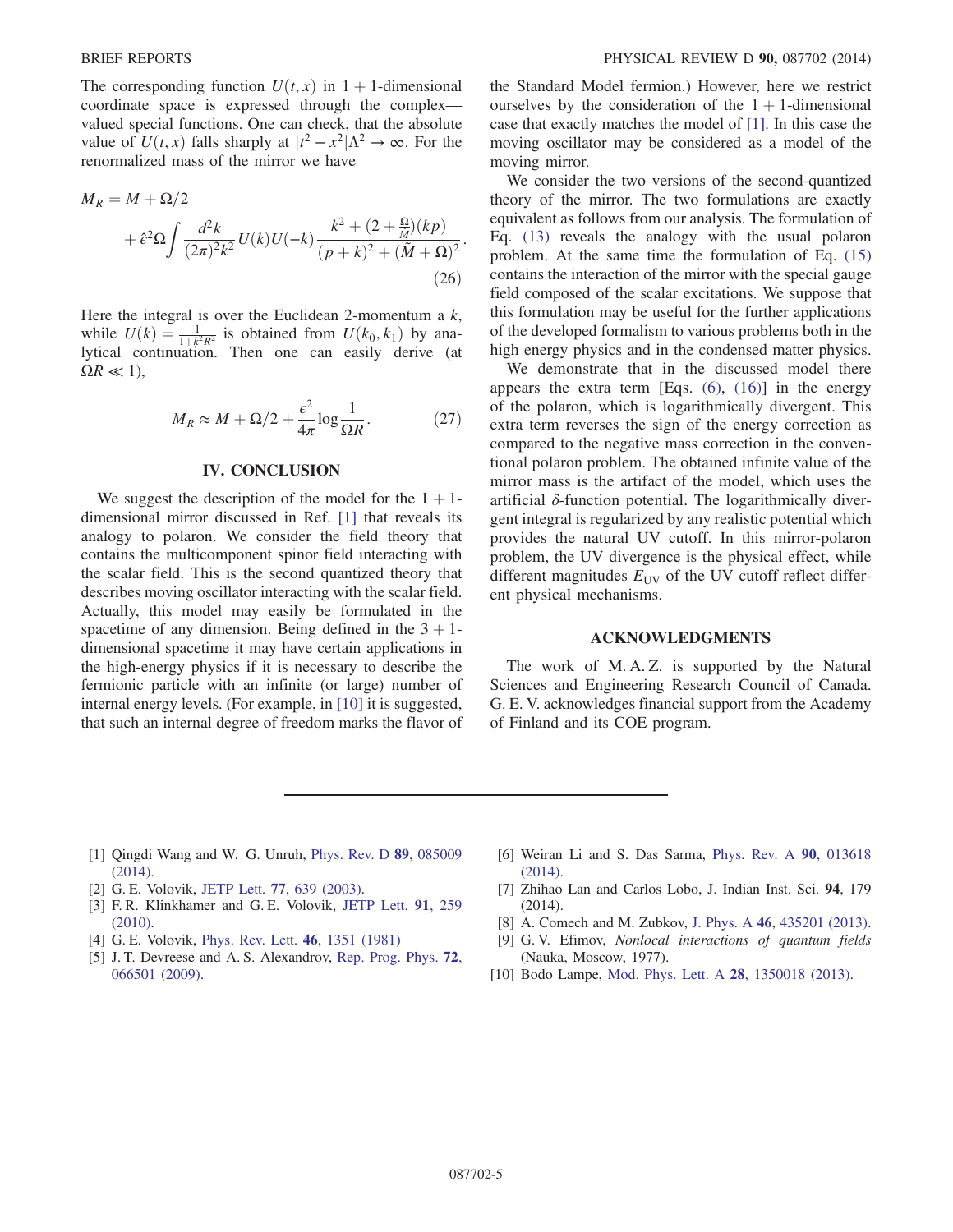The corresponding function $U(t,x)$ in $1+1$-dimensional coordinate space is expressed through the complex—valued special functions. One can check, that the absolute value of $U(t,x)$ falls sharply at $|t^2 - x^2|\Lambda^2 \to \infty$. For the renormalized mass of the mirror we have

$$M_R = M + \Omega/2 + \hat{\epsilon}^2\Omega \int \frac{d^2k}{(2\pi)^2 k^2} U(k)U(-k) \frac{k^2 + (2+\frac{\Omega}{M})(kp)}{(p+k)^2 + (\tilde{M}+\Omega)^2}. \tag{26}$$

Here the integral is over the Euclidean 2-momentum a $k$, while $U(k) = \frac{1}{1+k^2R^2}$ is obtained from $U(k_0, k_1)$ by analytical continuation. Then one can easily derive (at $\Omega R \ll 1$),

$$M_R \approx M + \Omega/2 + \frac{\epsilon^2}{4\pi} \log \frac{1}{\Omega R}. \tag{27}$$

## IV. CONCLUSION

We suggest the description of the model for the $1+1$-dimensional mirror discussed in Ref. [1] that reveals its analogy to polaron. We consider the field theory that contains the multicomponent spinor field interacting with the scalar field. This is the second quantized theory that describes moving oscillator interacting with the scalar field. Actually, this model may easily be formulated in the spacetime of any dimension. Being defined in the $3+1$-dimensional spacetime it may have certain applications in the high-energy physics if it is necessary to describe the fermionic particle with an infinite (or large) number of internal energy levels. (For example, in [10] it is suggested, that such an internal degree of freedom marks the flavor of the Standard Model fermion.) However, here we restrict ourselves by the consideration of the $1+1$-dimensional case that exactly matches the model of [1]. In this case the moving oscillator may be considered as a model of the moving mirror.

We consider the two versions of the second-quantized theory of the mirror. The two formulations are exactly equivalent as follows from our analysis. The formulation of Eq. (13) reveals the analogy with the usual polaron problem. At the same time the formulation of Eq. (15) contains the interaction of the mirror with the special gauge field composed of the scalar excitations. We suppose that this formulation may be useful for the further applications of the developed formalism to various problems both in the high energy physics and in the condensed matter physics.

We demonstrate that in the discussed model there appears the extra term [Eqs. (6), (16)] in the energy of the polaron, which is logarithmically divergent. This extra term reverses the sign of the energy correction as compared to the negative mass correction in the conventional polaron problem. The obtained infinite value of the mirror mass is the artifact of the model, which uses the artificial $\delta$-function potential. The logarithmically divergent integral is regularized by any realistic potential which provides the natural UV cutoff. In this mirror-polaron problem, the UV divergence is the physical effect, while different magnitudes $E_{\rm UV}$ of the UV cutoff reflect different physical mechanisms.

## ACKNOWLEDGMENTS

The work of M. A. Z. is supported by the Natural Sciences and Engineering Research Council of Canada. G. E. V. acknowledges financial support from the Academy of Finland and its COE program.

---

[1] Qingdi Wang and W. G. Unruh, Phys. Rev. D **89**, 085009 (2014).

[2] G. E. Volovik, JETP Lett. **77**, 639 (2003).

[3] F. R. Klinkhamer and G. E. Volovik, JETP Lett. **91**, 259 (2010).

[4] G. E. Volovik, Phys. Rev. Lett. **46**, 1351 (1981)

[5] J. T. Devreese and A. S. Alexandrov, Rep. Prog. Phys. **72**, 066501 (2009).

[6] Weiran Li and S. Das Sarma, Phys. Rev. A **90**, 013618 (2014).

[7] Zhihao Lan and Carlos Lobo, J. Indian Inst. Sci. **94**, 179 (2014).

[8] A. Comech and M. Zubkov, J. Phys. A **46**, 435201 (2013).

[9] G. V. Efimov, *Nonlocal interactions of quantum fields* (Nauka, Moscow, 1977).

[10] Bodo Lampe, Mod. Phys. Lett. A **28**, 1350018 (2013).